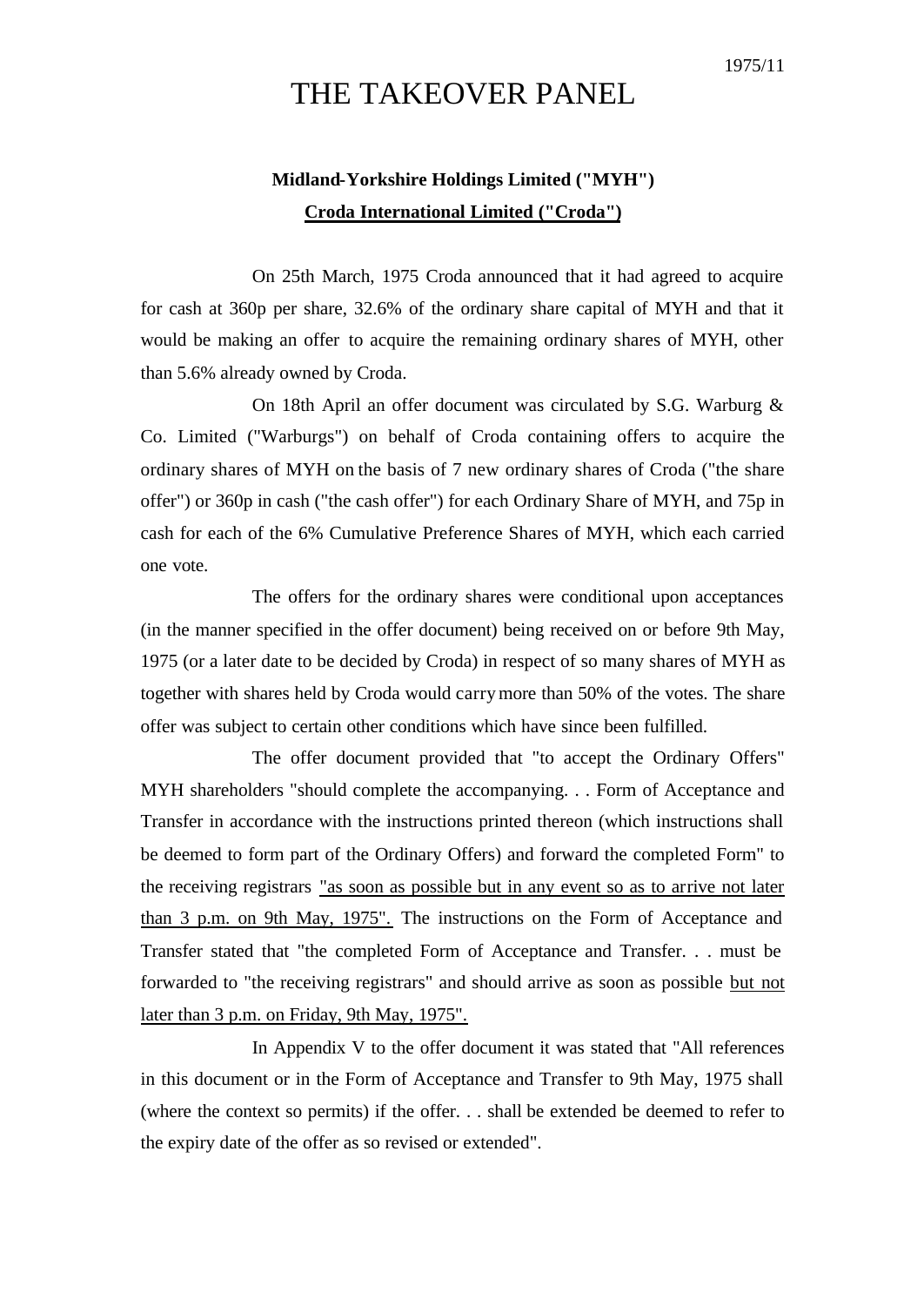1975/11

# THE TAKEOVER PANEL

**Midland-Yorkshire Holdings Limited ("MYH")**

**Croda International Limited ("Croda")**

On 25th March, 1975 Croda announced that it had agreed to acquire for cash at 360p per share, 32.6% of the ordinary share capital of MYH and that it would be making an offer to acquire the remaining ordinary shares of MYH, other than 5.6% already owned by Croda.

On 18th April an offer document was circulated by S.G. Warburg & Co. Limited ("Warburgs") on behalf of Croda containing offers to acquire the ordinary shares of MYH on the basis of 7 new ordinary shares of Croda ("the share offer") or 360p in cash ("the cash offer") for each Ordinary Share of MYH, and 75p in cash for each of the 6% Cumulative Preference Shares of MYH, which each carried one vote.

The offers for the ordinary shares were conditional upon acceptances (in the manner specified in the offer document) being received on or before 9th May, 1975 (or a later date to be decided by Croda) in respect of so many shares of MYH as together with shares held by Croda would carry more than 50% of the votes. The share offer was subject to certain other conditions which have since been fulfilled.

The offer document provided that "to accept the Ordinary Offers" MYH shareholders "should complete the accompanying. . . Form of Acceptance and Transfer in accordance with the instructions printed thereon (which instructions shall be deemed to form part of the Ordinary Offers) and forward the completed Form" to the receiving registrars "as soon as possible but in any event so as to arrive not later than 3 p.m. on 9th May, 1975". The instructions on the Form of Acceptance and Transfer stated that "the completed Form of Acceptance and Transfer. . . must be forwarded to "the receiving registrars" and should arrive as soon as possible but not later than 3 p.m. on Friday, 9th May, 1975".

In Appendix V to the offer document it was stated that "All references in this document or in the Form of Acceptance and Transfer to 9th May, 1975 shall (where the context so permits) if the offer. . . shall be extended be deemed to refer to the expiry date of the offer as so revised or extended".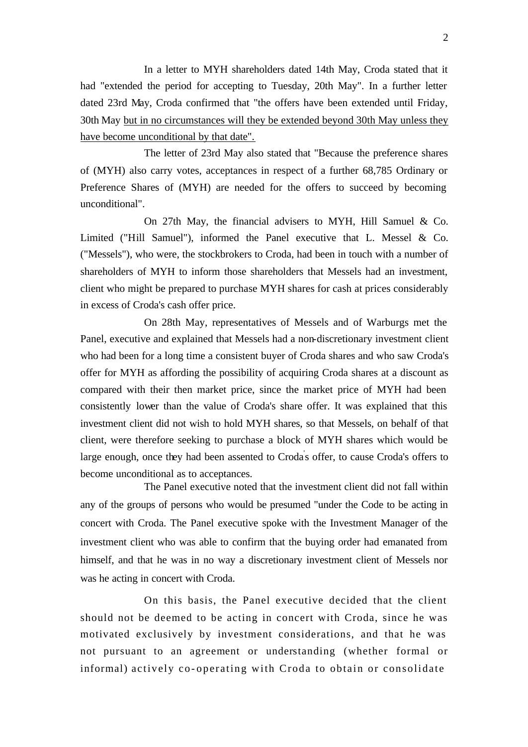In a letter to MYH shareholders dated 14th May, Croda stated that it had "extended the period for accepting to Tuesday, 20th May". In a further letter dated 23rd May, Croda confirmed that "the offers have been extended until Friday, 30th May <u>but in no circumstances will they be extended beyond 30th May unless they have become unconditional by that date".</u>

The letter of 23rd May also stated that "Because the preference shares of (MYH) also carry votes, acceptances in respect of a further 68,785 Ordinary or Preference Shares of (MYH) are needed for the offers to succeed by becoming unconditional".

On 27th May, the financial advisers to MYH, Hill Samuel & Co. Limited ("Hill Samuel"), informed the Panel executive that L. Messel & Co. ("Messels"), who were, the stockbrokers to Croda, had been in touch with a number of shareholders of MYH to inform those shareholders that Messels had an investment, client who might be prepared to purchase MYH shares for cash at prices considerably in excess of Croda's cash offer price.

On 28th May, representatives of Messels and of Warburgs met the Panel, executive and explained that Messels had a non-discretionary investment client who had been for a long time a consistent buyer of Croda shares and who saw Croda's offer for MYH as affording the possibility of acquiring Croda shares at a discount as compared with their then market price, since the market price of MYH had been consistently lower than the value of Croda's share offer. It was explained that this investment client did not wish to hold MYH shares, so that Messels, on behalf of that client, were therefore seeking to purchase a block of MYH shares which would be large enough, once they had been assented to Croda's offer, to cause Croda's offers to become unconditional as to acceptances.

The Panel executive noted that the investment client did not fall within any of the groups of persons who would be presumed "under the Code to be acting in concert with Croda. The Panel executive spoke with the Investment Manager of the investment client who was able to confirm that the buying order had emanated from himself, and that he was in no way a discretionary investment client of Messels nor was he acting in concert with Croda.

On this basis, the Panel executive decided that the client should not be deemed to be acting in concert with Croda, since he was motivated exclusively by investment considerations, and that he was not pursuant to an agreement or understanding (whether formal or informal) actively co-operating with Croda to obtain or consolidate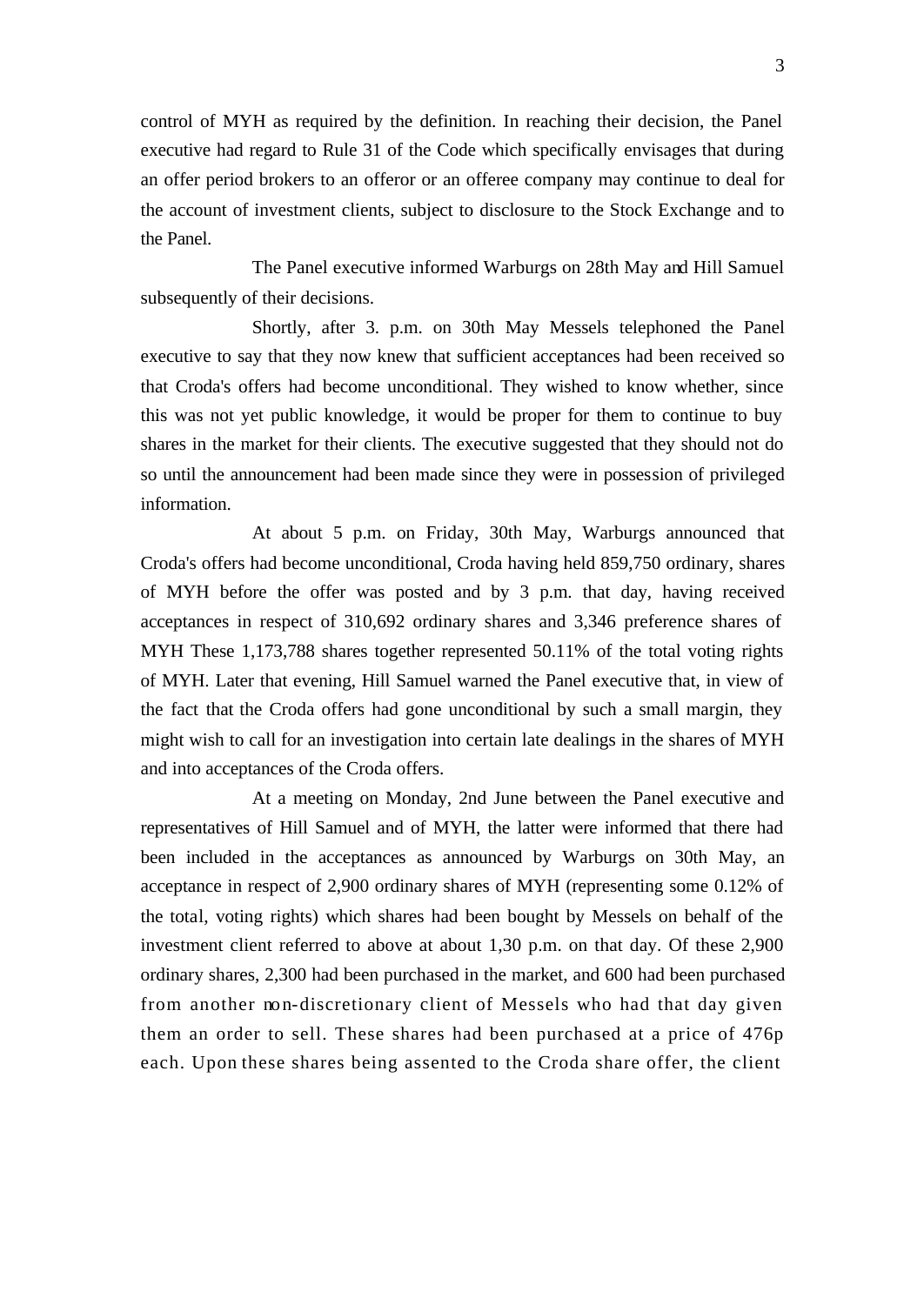control of MYH as required by the definition. In reaching their decision, the Panel executive had regard to Rule 31 of the Code which specifically envisages that during an offer period brokers to an offeror or an offeree company may continue to deal for the account of investment clients, subject to disclosure to the Stock Exchange and to the Panel.

The Panel executive informed Warburgs on 28th May and Hill Samuel subsequently of their decisions.

Shortly, after 3. p.m. on 30th May Messels telephoned the Panel executive to say that they now knew that sufficient acceptances had been received so that Croda's offers had become unconditional. They wished to know whether, since this was not yet public knowledge, it would be proper for them to continue to buy shares in the market for their clients. The executive suggested that they should not do so until the announcement had been made since they were in possession of privileged information.

At about 5 p.m. on Friday, 30th May, Warburgs announced that Croda's offers had become unconditional, Croda having held 859,750 ordinary, shares of MYH before the offer was posted and by 3 p.m. that day, having received acceptances in respect of 310,692 ordinary shares and 3,346 preference shares of MYH These 1,173,788 shares together represented 50.11% of the total voting rights of MYH. Later that evening, Hill Samuel warned the Panel executive that, in view of the fact that the Croda offers had gone unconditional by such a small margin, they might wish to call for an investigation into certain late dealings in the shares of MYH and into acceptances of the Croda offers.

At a meeting on Monday, 2nd June between the Panel executive and representatives of Hill Samuel and of MYH, the latter were informed that there had been included in the acceptances as announced by Warburgs on 30th May, an acceptance in respect of 2,900 ordinary shares of MYH (representing some 0.12% of the total, voting rights) which shares had been bought by Messels on behalf of the investment client referred to above at about 1,30 p.m. on that day. Of these 2,900 ordinary shares, 2,300 had been purchased in the market, and 600 had been purchased from another non-discretionary client of Messels who had that day given them an order to sell. These shares had been purchased at a price of 476p each. Upon these shares being assented to the Croda share offer, the client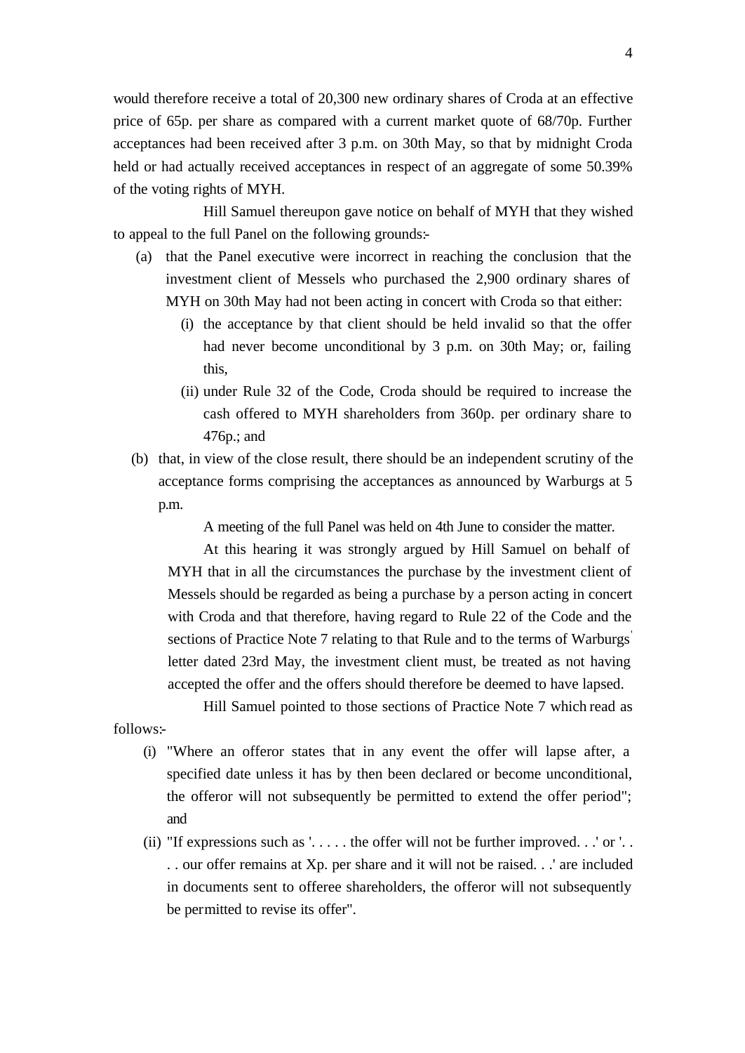would therefore receive a total of 20,300 new ordinary shares of Croda at an effective price of 65p. per share as compared with a current market quote of 68/70p. Further acceptances had been received after 3 p.m. on 30th May, so that by midnight Croda held or had actually received acceptances in respect of an aggregate of some 50.39% of the voting rights of MYH.

Hill Samuel thereupon gave notice on behalf of MYH that they wished to appeal to the full Panel on the following grounds:-

(a) that the Panel executive were incorrect in reaching the conclusion that the investment client of Messels who purchased the 2,900 ordinary shares of MYH on 30th May had not been acting in concert with Croda so that either:
   (i) the acceptance by that client should be held invalid so that the offer had never become unconditional by 3 p.m. on 30th May; or, failing this,
   (ii) under Rule 32 of the Code, Croda should be required to increase the cash offered to MYH shareholders from 360p. per ordinary share to 476p.; and

(b) that, in view of the close result, there should be an independent scrutiny of the acceptance forms comprising the acceptances as announced by Warburgs at 5 p.m.

A meeting of the full Panel was held on 4th June to consider the matter.

At this hearing it was strongly argued by Hill Samuel on behalf of MYH that in all the circumstances the purchase by the investment client of Messels should be regarded as being a purchase by a person acting in concert with Croda and that therefore, having regard to Rule 22 of the Code and the sections of Practice Note 7 relating to that Rule and to the terms of Warburgs' letter dated 23rd May, the investment client must, be treated as not having accepted the offer and the offers should therefore be deemed to have lapsed.

Hill Samuel pointed to those sections of Practice Note 7 which read as follows:-

(i) "Where an offeror states that in any event the offer will lapse after, a specified date unless it has by then been declared or become unconditional, the offeror will not subsequently be permitted to extend the offer period"; and

(ii) "If expressions such as '. . . . . the offer will not be further improved. . .' or '. . . . our offer remains at Xp. per share and it will not be raised. . .' are included in documents sent to offeree shareholders, the offeror will not subsequently be permitted to revise its offer".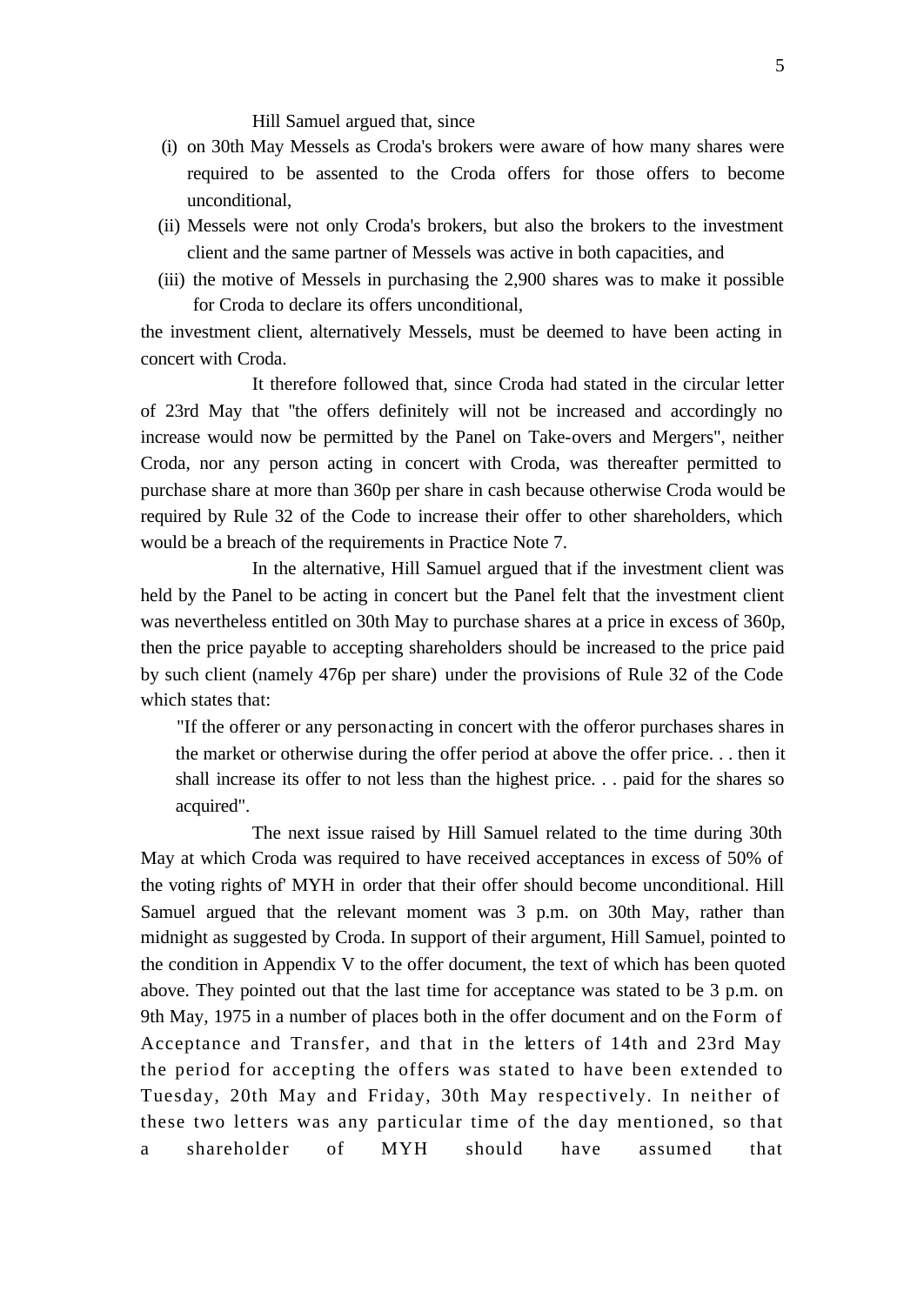Hill Samuel argued that, since

(i) on 30th May Messels as Croda's brokers were aware of how many shares were required to be assented to the Croda offers for those offers to become unconditional,

(ii) Messels were not only Croda's brokers, but also the brokers to the investment client and the same partner of Messels was active in both capacities, and

(iii) the motive of Messels in purchasing the 2,900 shares was to make it possible for Croda to declare its offers unconditional,

the investment client, alternatively Messels, must be deemed to have been acting in concert with Croda.

It therefore followed that, since Croda had stated in the circular letter of 23rd May that "the offers definitely will not be increased and accordingly no increase would now be permitted by the Panel on Take-overs and Mergers", neither Croda, nor any person acting in concert with Croda, was thereafter permitted to purchase share at more than 360p per share in cash because otherwise Croda would be required by Rule 32 of the Code to increase their offer to other shareholders, which would be a breach of the requirements in Practice Note 7.

In the alternative, Hill Samuel argued that if the investment client was held by the Panel to be acting in concert but the Panel felt that the investment client was nevertheless entitled on 30th May to purchase shares at a price in excess of 360p, then the price payable to accepting shareholders should be increased to the price paid by such client (namely 476p per share) under the provisions of Rule 32 of the Code which states that:

> "If the offerer or any person acting in concert with the offeror purchases shares in the market or otherwise during the offer period at above the offer price. . . then it shall increase its offer to not less than the highest price. . . paid for the shares so acquired".

The next issue raised by Hill Samuel related to the time during 30th May at which Croda was required to have received acceptances in excess of 50% of the voting rights of' MYH in order that their offer should become unconditional. Hill Samuel argued that the relevant moment was 3 p.m. on 30th May, rather than midnight as suggested by Croda. In support of their argument, Hill Samuel, pointed to the condition in Appendix V to the offer document, the text of which has been quoted above. They pointed out that the last time for acceptance was stated to be 3 p.m. on 9th May, 1975 in a number of places both in the offer document and on the Form of Acceptance and Transfer, and that in the letters of 14th and 23rd May the period for accepting the offers was stated to have been extended to Tuesday, 20th May and Friday, 30th May respectively. In neither of these two letters was any particular time of the day mentioned, so that a shareholder of MYH should have assumed that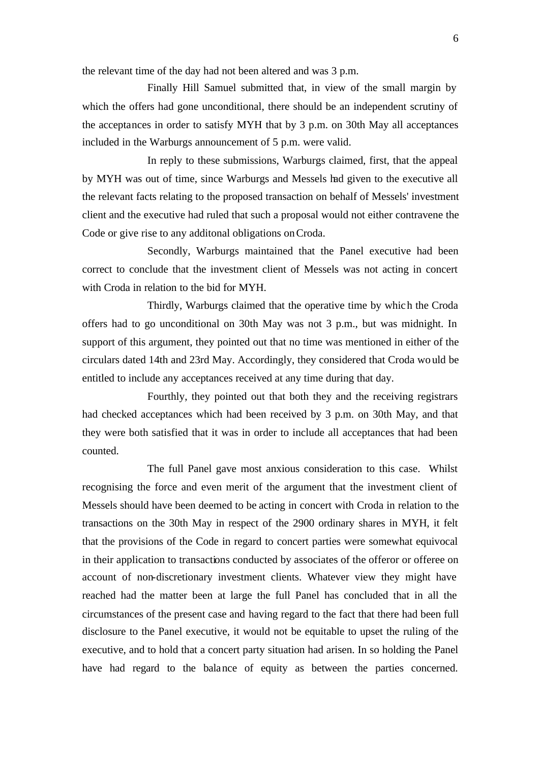the relevant time of the day had not been altered and was 3 p.m.

Finally Hill Samuel submitted that, in view of the small margin by which the offers had gone unconditional, there should be an independent scrutiny of the acceptances in order to satisfy MYH that by 3 p.m. on 30th May all acceptances included in the Warburgs announcement of 5 p.m. were valid.

In reply to these submissions, Warburgs claimed, first, that the appeal by MYH was out of time, since Warburgs and Messels had given to the executive all the relevant facts relating to the proposed transaction on behalf of Messels' investment client and the executive had ruled that such a proposal would not either contravene the Code or give rise to any additonal obligations on Croda.

Secondly, Warburgs maintained that the Panel executive had been correct to conclude that the investment client of Messels was not acting in concert with Croda in relation to the bid for MYH.

Thirdly, Warburgs claimed that the operative time by which the Croda offers had to go unconditional on 30th May was not 3 p.m., but was midnight. In support of this argument, they pointed out that no time was mentioned in either of the circulars dated 14th and 23rd May. Accordingly, they considered that Croda would be entitled to include any acceptances received at any time during that day.

Fourthly, they pointed out that both they and the receiving registrars had checked acceptances which had been received by 3 p.m. on 30th May, and that they were both satisfied that it was in order to include all acceptances that had been counted.

The full Panel gave most anxious consideration to this case. Whilst recognising the force and even merit of the argument that the investment client of Messels should have been deemed to be acting in concert with Croda in relation to the transactions on the 30th May in respect of the 2900 ordinary shares in MYH, it felt that the provisions of the Code in regard to concert parties were somewhat equivocal in their application to transactions conducted by associates of the offeror or offeree on account of non-discretionary investment clients. Whatever view they might have reached had the matter been at large the full Panel has concluded that in all the circumstances of the present case and having regard to the fact that there had been full disclosure to the Panel executive, it would not be equitable to upset the ruling of the executive, and to hold that a concert party situation had arisen. In so holding the Panel have had regard to the balance of equity as between the parties concerned.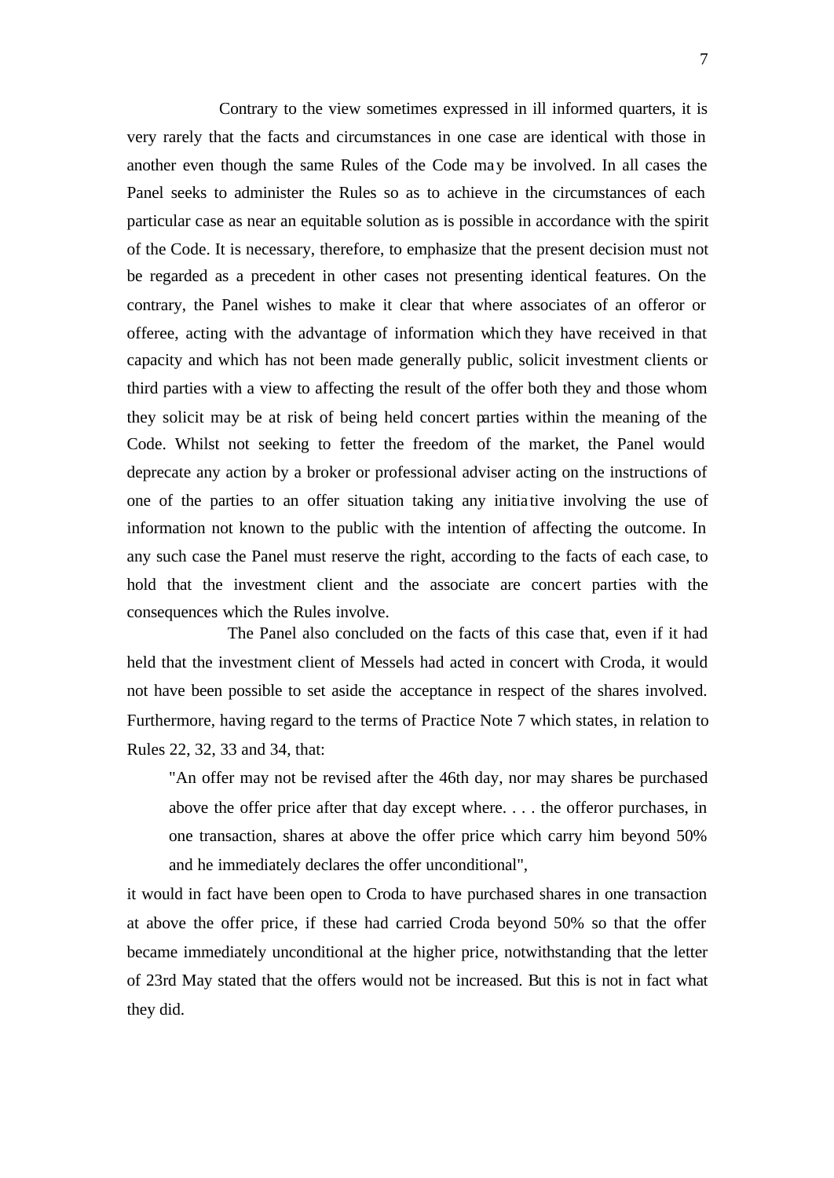Contrary to the view sometimes expressed in ill informed quarters, it is very rarely that the facts and circumstances in one case are identical with those in another even though the same Rules of the Code may be involved. In all cases the Panel seeks to administer the Rules so as to achieve in the circumstances of each particular case as near an equitable solution as is possible in accordance with the spirit of the Code. It is necessary, therefore, to emphasize that the present decision must not be regarded as a precedent in other cases not presenting identical features. On the contrary, the Panel wishes to make it clear that where associates of an offeror or offeree, acting with the advantage of information which they have received in that capacity and which has not been made generally public, solicit investment clients or third parties with a view to affecting the result of the offer both they and those whom they solicit may be at risk of being held concert parties within the meaning of the Code. Whilst not seeking to fetter the freedom of the market, the Panel would deprecate any action by a broker or professional adviser acting on the instructions of one of the parties to an offer situation taking any initiative involving the use of information not known to the public with the intention of affecting the outcome. In any such case the Panel must reserve the right, according to the facts of each case, to hold that the investment client and the associate are concert parties with the consequences which the Rules involve.

The Panel also concluded on the facts of this case that, even if it had held that the investment client of Messels had acted in concert with Croda, it would not have been possible to set aside the acceptance in respect of the shares involved. Furthermore, having regard to the terms of Practice Note 7 which states, in relation to Rules 22, 32, 33 and 34, that:

> "An offer may not be revised after the 46th day, nor may shares be purchased above the offer price after that day except where. . . . the offeror purchases, in one transaction, shares at above the offer price which carry him beyond 50% and he immediately declares the offer unconditional",

it would in fact have been open to Croda to have purchased shares in one transaction at above the offer price, if these had carried Croda beyond 50% so that the offer became immediately unconditional at the higher price, notwithstanding that the letter of 23rd May stated that the offers would not be increased. But this is not in fact what they did.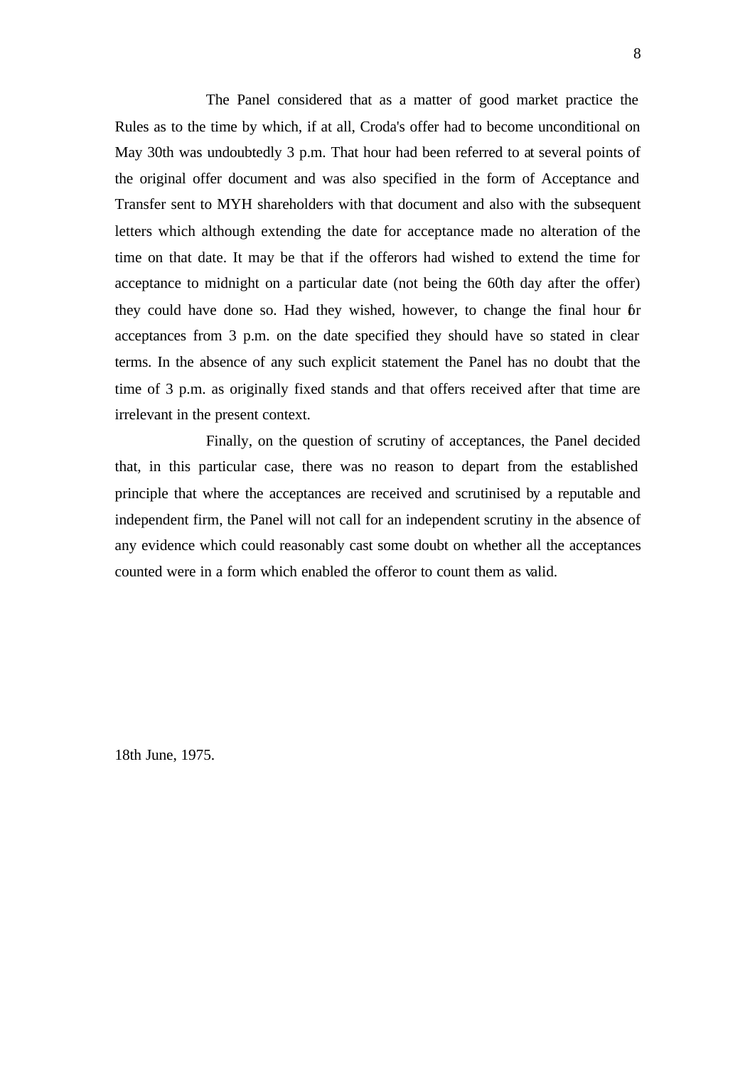The Panel considered that as a matter of good market practice the Rules as to the time by which, if at all, Croda's offer had to become unconditional on May 30th was undoubtedly 3 p.m. That hour had been referred to at several points of the original offer document and was also specified in the form of Acceptance and Transfer sent to MYH shareholders with that document and also with the subsequent letters which although extending the date for acceptance made no alteration of the time on that date. It may be that if the offerors had wished to extend the time for acceptance to midnight on a particular date (not being the 60th day after the offer) they could have done so. Had they wished, however, to change the final hour for acceptances from 3 p.m. on the date specified they should have so stated in clear terms. In the absence of any such explicit statement the Panel has no doubt that the time of 3 p.m. as originally fixed stands and that offers received after that time are irrelevant in the present context.

Finally, on the question of scrutiny of acceptances, the Panel decided that, in this particular case, there was no reason to depart from the established principle that where the acceptances are received and scrutinised by a reputable and independent firm, the Panel will not call for an independent scrutiny in the absence of any evidence which could reasonably cast some doubt on whether all the acceptances counted were in a form which enabled the offeror to count them as valid.

18th June, 1975.